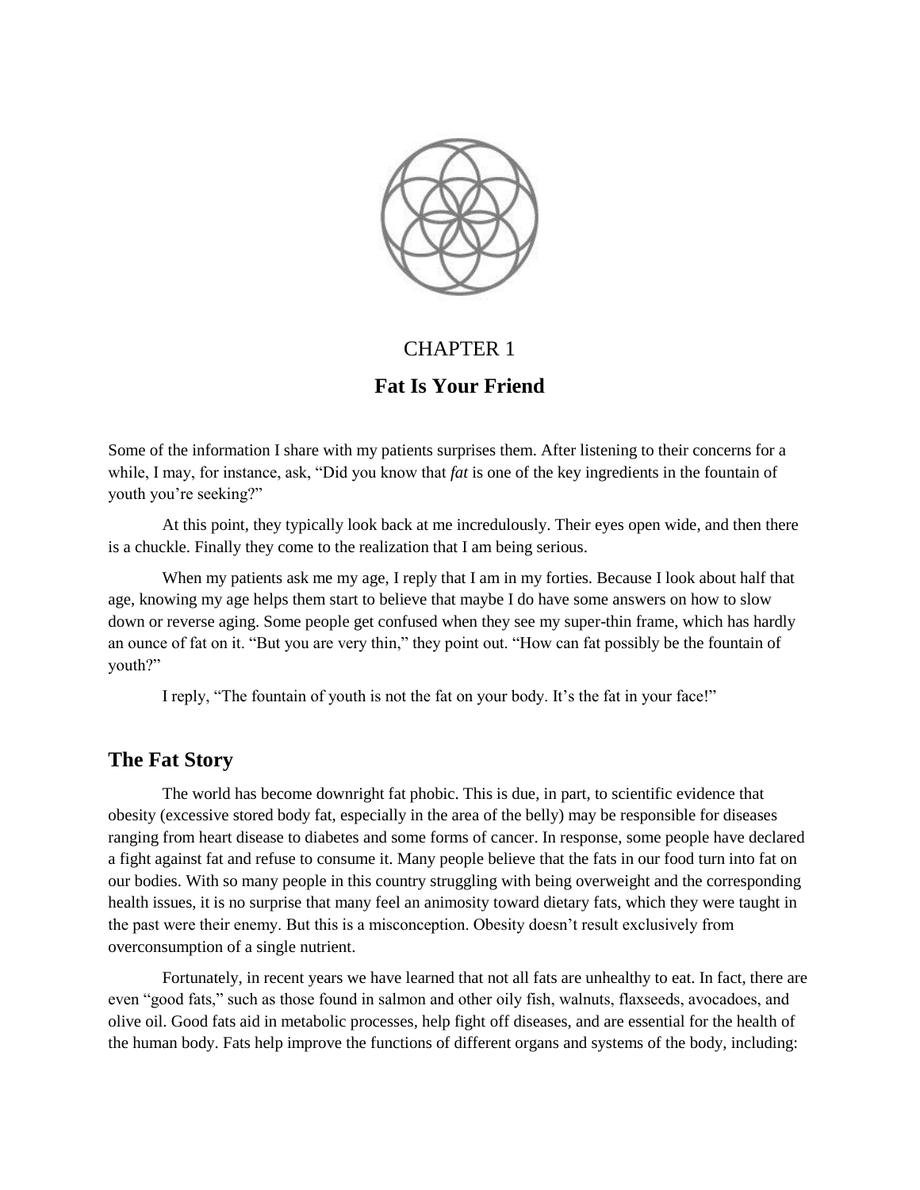# CHAPTER 1

# Fat Is Your Friend

Some of the information I share with my patients surprises them. After listening to their concerns for a while, I may, for instance, ask, "Did you know that *fat* is one of the key ingredients in the fountain of youth you're seeking?"

At this point, they typically look back at me incredulously. Their eyes open wide, and then there is a chuckle. Finally they come to the realization that I am being serious.

When my patients ask me my age, I reply that I am in my forties. Because I look about half that age, knowing my age helps them start to believe that maybe I do have some answers on how to slow down or reverse aging. Some people get confused when they see my super-thin frame, which has hardly an ounce of fat on it. "But you are very thin," they point out. "How can fat possibly be the fountain of youth?"

I reply, "The fountain of youth is not the fat on your body. It's the fat in your face!"

## The Fat Story

The world has become downright fat phobic. This is due, in part, to scientific evidence that obesity (excessive stored body fat, especially in the area of the belly) may be responsible for diseases ranging from heart disease to diabetes and some forms of cancer. In response, some people have declared a fight against fat and refuse to consume it. Many people believe that the fats in our food turn into fat on our bodies. With so many people in this country struggling with being overweight and the corresponding health issues, it is no surprise that many feel an animosity toward dietary fats, which they were taught in the past were their enemy. But this is a misconception. Obesity doesn't result exclusively from overconsumption of a single nutrient.

Fortunately, in recent years we have learned that not all fats are unhealthy to eat. In fact, there are even "good fats," such as those found in salmon and other oily fish, walnuts, flaxseeds, avocadoes, and olive oil. Good fats aid in metabolic processes, help fight off diseases, and are essential for the health of the human body. Fats help improve the functions of different organs and systems of the body, including: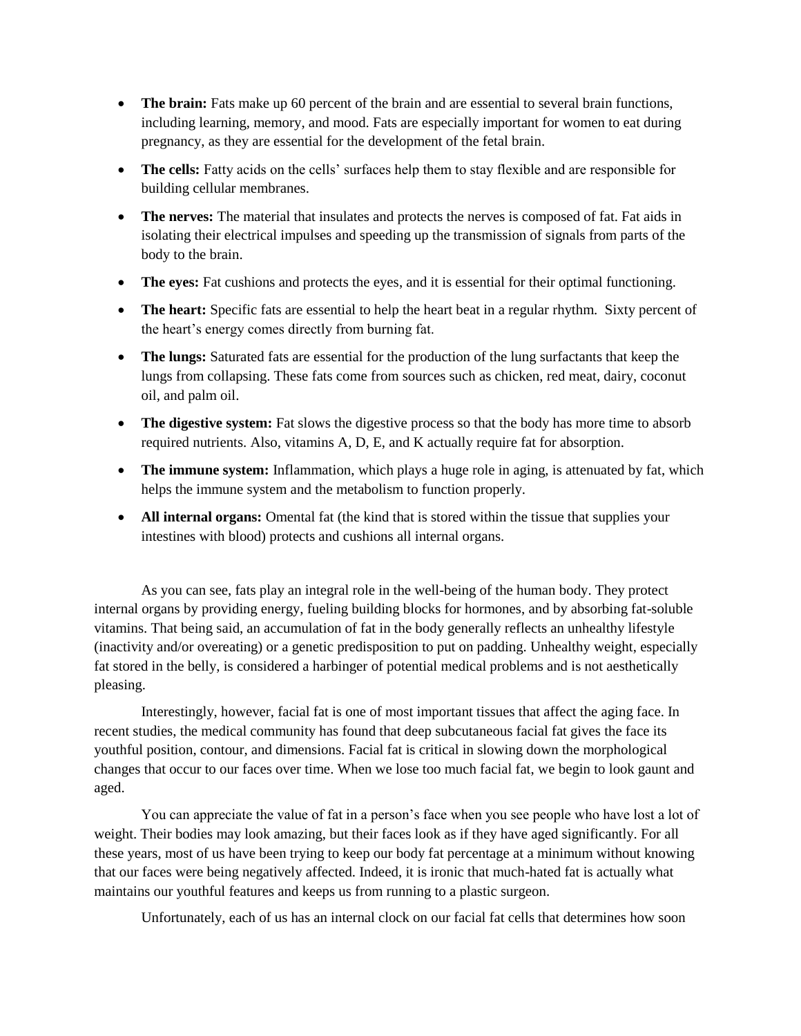- **The brain:** Fats make up 60 percent of the brain and are essential to several brain functions, including learning, memory, and mood. Fats are especially important for women to eat during pregnancy, as they are essential for the development of the fetal brain.
- **The cells:** Fatty acids on the cells' surfaces help them to stay flexible and are responsible for building cellular membranes.
- **The nerves:** The material that insulates and protects the nerves is composed of fat. Fat aids in isolating their electrical impulses and speeding up the transmission of signals from parts of the body to the brain.
- **The eyes:** Fat cushions and protects the eyes, and it is essential for their optimal functioning.
- **The heart:** Specific fats are essential to help the heart beat in a regular rhythm. Sixty percent of the heart's energy comes directly from burning fat.
- **The lungs:** Saturated fats are essential for the production of the lung surfactants that keep the lungs from collapsing. These fats come from sources such as chicken, red meat, dairy, coconut oil, and palm oil.
- **The digestive system:** Fat slows the digestive process so that the body has more time to absorb required nutrients. Also, vitamins A, D, E, and K actually require fat for absorption.
- **The immune system:** Inflammation, which plays a huge role in aging, is attenuated by fat, which helps the immune system and the metabolism to function properly.
- **All internal organs:** Omental fat (the kind that is stored within the tissue that supplies your intestines with blood) protects and cushions all internal organs.

As you can see, fats play an integral role in the well-being of the human body. They protect internal organs by providing energy, fueling building blocks for hormones, and by absorbing fat-soluble vitamins. That being said, an accumulation of fat in the body generally reflects an unhealthy lifestyle (inactivity and/or overeating) or a genetic predisposition to put on padding. Unhealthy weight, especially fat stored in the belly, is considered a harbinger of potential medical problems and is not aesthetically pleasing.

Interestingly, however, facial fat is one of most important tissues that affect the aging face. In recent studies, the medical community has found that deep subcutaneous facial fat gives the face its youthful position, contour, and dimensions. Facial fat is critical in slowing down the morphological changes that occur to our faces over time. When we lose too much facial fat, we begin to look gaunt and aged.

You can appreciate the value of fat in a person's face when you see people who have lost a lot of weight. Their bodies may look amazing, but their faces look as if they have aged significantly. For all these years, most of us have been trying to keep our body fat percentage at a minimum without knowing that our faces were being negatively affected. Indeed, it is ironic that much-hated fat is actually what maintains our youthful features and keeps us from running to a plastic surgeon.

Unfortunately, each of us has an internal clock on our facial fat cells that determines how soon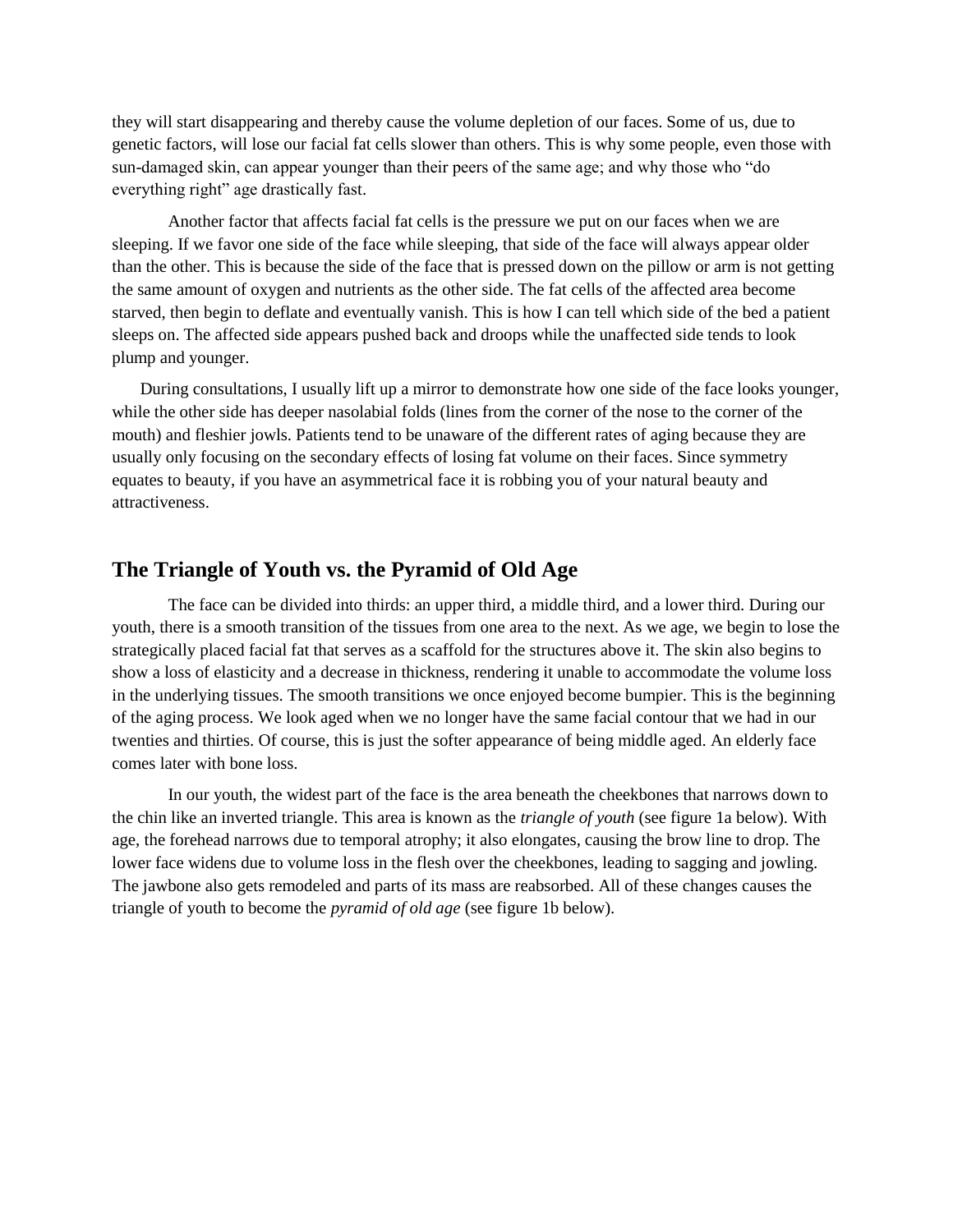they will start disappearing and thereby cause the volume depletion of our faces. Some of us, due to genetic factors, will lose our facial fat cells slower than others. This is why some people, even those with sun-damaged skin, can appear younger than their peers of the same age; and why those who "do everything right" age drastically fast.

Another factor that affects facial fat cells is the pressure we put on our faces when we are sleeping. If we favor one side of the face while sleeping, that side of the face will always appear older than the other. This is because the side of the face that is pressed down on the pillow or arm is not getting the same amount of oxygen and nutrients as the other side. The fat cells of the affected area become starved, then begin to deflate and eventually vanish. This is how I can tell which side of the bed a patient sleeps on. The affected side appears pushed back and droops while the unaffected side tends to look plump and younger.

During consultations, I usually lift up a mirror to demonstrate how one side of the face looks younger, while the other side has deeper nasolabial folds (lines from the corner of the nose to the corner of the mouth) and fleshier jowls. Patients tend to be unaware of the different rates of aging because they are usually only focusing on the secondary effects of losing fat volume on their faces. Since symmetry equates to beauty, if you have an asymmetrical face it is robbing you of your natural beauty and attractiveness.

## The Triangle of Youth vs. the Pyramid of Old Age

The face can be divided into thirds: an upper third, a middle third, and a lower third. During our youth, there is a smooth transition of the tissues from one area to the next. As we age, we begin to lose the strategically placed facial fat that serves as a scaffold for the structures above it. The skin also begins to show a loss of elasticity and a decrease in thickness, rendering it unable to accommodate the volume loss in the underlying tissues. The smooth transitions we once enjoyed become bumpier. This is the beginning of the aging process. We look aged when we no longer have the same facial contour that we had in our twenties and thirties. Of course, this is just the softer appearance of being middle aged. An elderly face comes later with bone loss.

In our youth, the widest part of the face is the area beneath the cheekbones that narrows down to the chin like an inverted triangle. This area is known as the *triangle of youth* (see figure 1a below). With age, the forehead narrows due to temporal atrophy; it also elongates, causing the brow line to drop. The lower face widens due to volume loss in the flesh over the cheekbones, leading to sagging and jowling. The jawbone also gets remodeled and parts of its mass are reabsorbed. All of these changes causes the triangle of youth to become the *pyramid of old age* (see figure 1b below).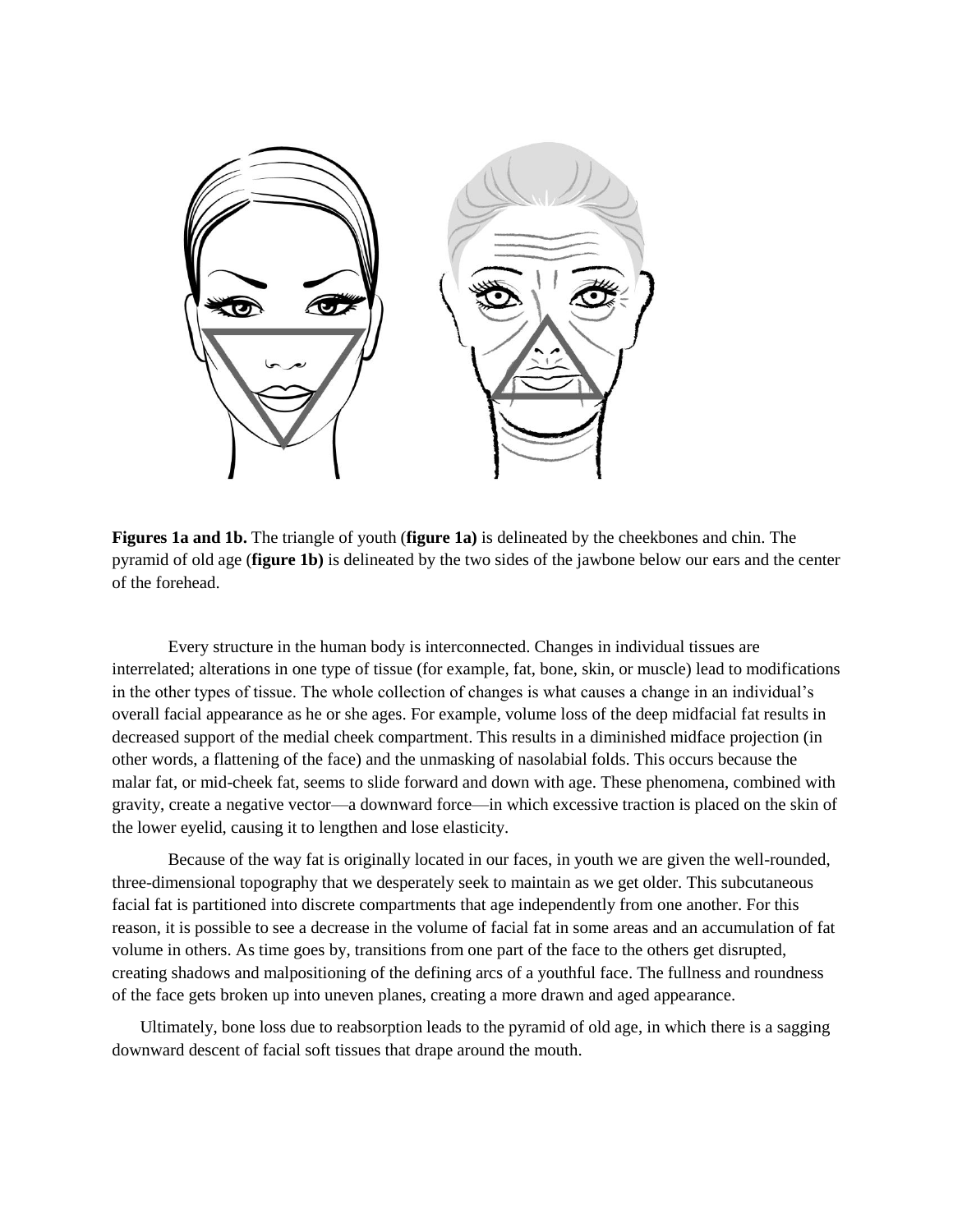**Figures 1a and 1b.** The triangle of youth (**figure 1a)** is delineated by the cheekbones and chin. The pyramid of old age (**figure 1b)** is delineated by the two sides of the jawbone below our ears and the center of the forehead.

Every structure in the human body is interconnected. Changes in individual tissues are interrelated; alterations in one type of tissue (for example, fat, bone, skin, or muscle) lead to modifications in the other types of tissue. The whole collection of changes is what causes a change in an individual's overall facial appearance as he or she ages. For example, volume loss of the deep midfacial fat results in decreased support of the medial cheek compartment. This results in a diminished midface projection (in other words, a flattening of the face) and the unmasking of nasolabial folds. This occurs because the malar fat, or mid-cheek fat, seems to slide forward and down with age. These phenomena, combined with gravity, create a negative vector—a downward force—in which excessive traction is placed on the skin of the lower eyelid, causing it to lengthen and lose elasticity.

Because of the way fat is originally located in our faces, in youth we are given the well-rounded, three-dimensional topography that we desperately seek to maintain as we get older. This subcutaneous facial fat is partitioned into discrete compartments that age independently from one another. For this reason, it is possible to see a decrease in the volume of facial fat in some areas and an accumulation of fat volume in others. As time goes by, transitions from one part of the face to the others get disrupted, creating shadows and malpositioning of the defining arcs of a youthful face. The fullness and roundness of the face gets broken up into uneven planes, creating a more drawn and aged appearance.

Ultimately, bone loss due to reabsorption leads to the pyramid of old age, in which there is a sagging downward descent of facial soft tissues that drape around the mouth.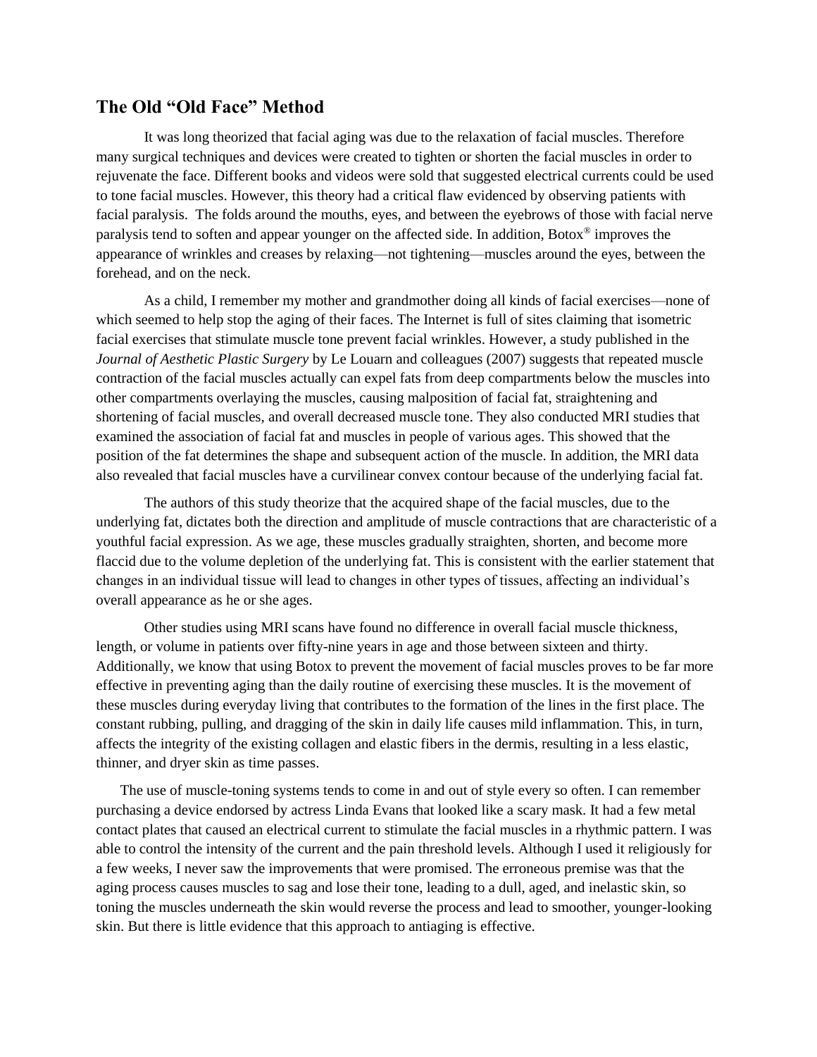## The Old "Old Face" Method

It was long theorized that facial aging was due to the relaxation of facial muscles. Therefore many surgical techniques and devices were created to tighten or shorten the facial muscles in order to rejuvenate the face. Different books and videos were sold that suggested electrical currents could be used to tone facial muscles. However, this theory had a critical flaw evidenced by observing patients with facial paralysis. The folds around the mouths, eyes, and between the eyebrows of those with facial nerve paralysis tend to soften and appear younger on the affected side. In addition, Botox® improves the appearance of wrinkles and creases by relaxing—not tightening—muscles around the eyes, between the forehead, and on the neck.

As a child, I remember my mother and grandmother doing all kinds of facial exercises—none of which seemed to help stop the aging of their faces. The Internet is full of sites claiming that isometric facial exercises that stimulate muscle tone prevent facial wrinkles. However, a study published in the *Journal of Aesthetic Plastic Surgery* by Le Louarn and colleagues (2007) suggests that repeated muscle contraction of the facial muscles actually can expel fats from deep compartments below the muscles into other compartments overlaying the muscles, causing malposition of facial fat, straightening and shortening of facial muscles, and overall decreased muscle tone. They also conducted MRI studies that examined the association of facial fat and muscles in people of various ages. This showed that the position of the fat determines the shape and subsequent action of the muscle. In addition, the MRI data also revealed that facial muscles have a curvilinear convex contour because of the underlying facial fat.

The authors of this study theorize that the acquired shape of the facial muscles, due to the underlying fat, dictates both the direction and amplitude of muscle contractions that are characteristic of a youthful facial expression. As we age, these muscles gradually straighten, shorten, and become more flaccid due to the volume depletion of the underlying fat. This is consistent with the earlier statement that changes in an individual tissue will lead to changes in other types of tissues, affecting an individual's overall appearance as he or she ages.

Other studies using MRI scans have found no difference in overall facial muscle thickness, length, or volume in patients over fifty-nine years in age and those between sixteen and thirty. Additionally, we know that using Botox to prevent the movement of facial muscles proves to be far more effective in preventing aging than the daily routine of exercising these muscles. It is the movement of these muscles during everyday living that contributes to the formation of the lines in the first place. The constant rubbing, pulling, and dragging of the skin in daily life causes mild inflammation. This, in turn, affects the integrity of the existing collagen and elastic fibers in the dermis, resulting in a less elastic, thinner, and dryer skin as time passes.

The use of muscle-toning systems tends to come in and out of style every so often. I can remember purchasing a device endorsed by actress Linda Evans that looked like a scary mask. It had a few metal contact plates that caused an electrical current to stimulate the facial muscles in a rhythmic pattern. I was able to control the intensity of the current and the pain threshold levels. Although I used it religiously for a few weeks, I never saw the improvements that were promised. The erroneous premise was that the aging process causes muscles to sag and lose their tone, leading to a dull, aged, and inelastic skin, so toning the muscles underneath the skin would reverse the process and lead to smoother, younger-looking skin. But there is little evidence that this approach to antiaging is effective.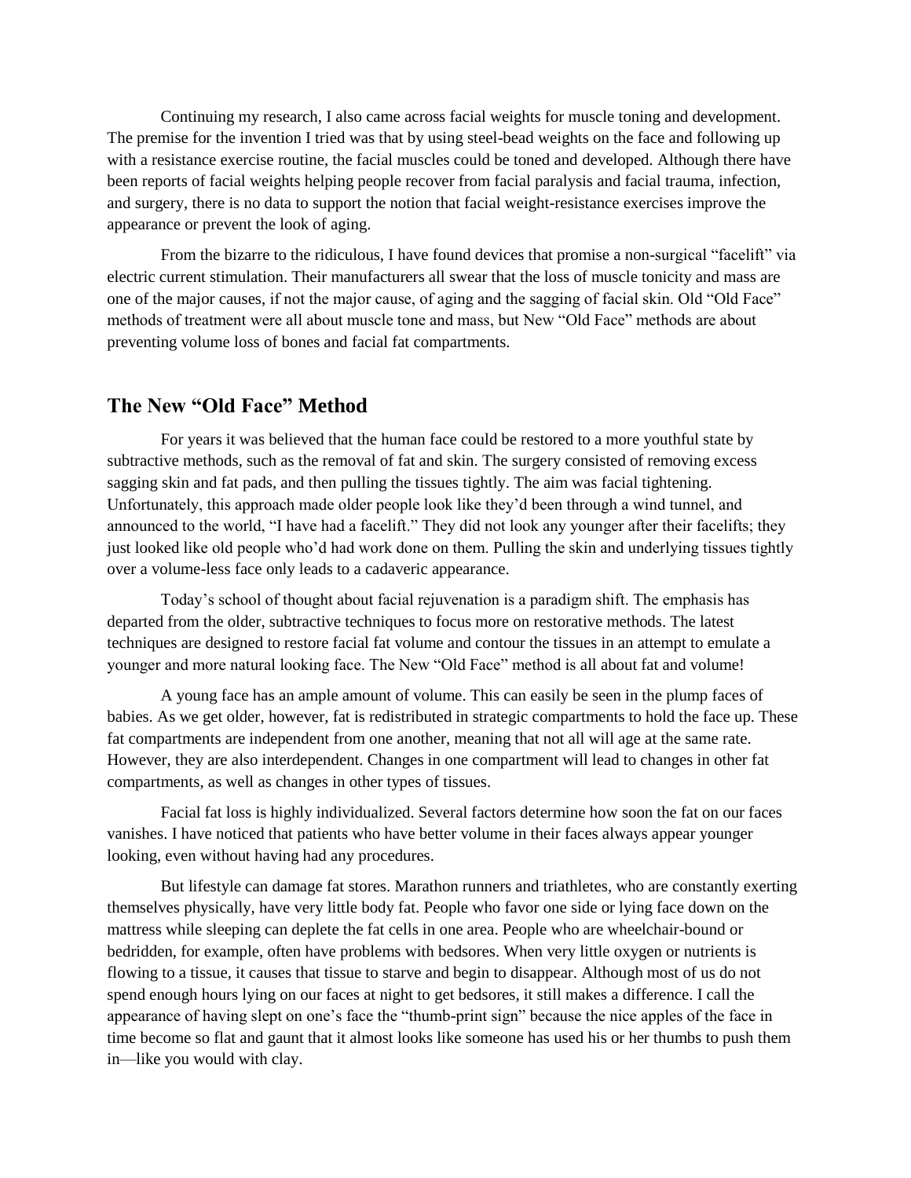Continuing my research, I also came across facial weights for muscle toning and development. The premise for the invention I tried was that by using steel-bead weights on the face and following up with a resistance exercise routine, the facial muscles could be toned and developed. Although there have been reports of facial weights helping people recover from facial paralysis and facial trauma, infection, and surgery, there is no data to support the notion that facial weight-resistance exercises improve the appearance or prevent the look of aging.

From the bizarre to the ridiculous, I have found devices that promise a non-surgical "facelift" via electric current stimulation. Their manufacturers all swear that the loss of muscle tonicity and mass are one of the major causes, if not the major cause, of aging and the sagging of facial skin. Old "Old Face" methods of treatment were all about muscle tone and mass, but New "Old Face" methods are about preventing volume loss of bones and facial fat compartments.

## The New "Old Face" Method

For years it was believed that the human face could be restored to a more youthful state by subtractive methods, such as the removal of fat and skin. The surgery consisted of removing excess sagging skin and fat pads, and then pulling the tissues tightly. The aim was facial tightening. Unfortunately, this approach made older people look like they'd been through a wind tunnel, and announced to the world, "I have had a facelift." They did not look any younger after their facelifts; they just looked like old people who'd had work done on them. Pulling the skin and underlying tissues tightly over a volume-less face only leads to a cadaveric appearance.

Today's school of thought about facial rejuvenation is a paradigm shift. The emphasis has departed from the older, subtractive techniques to focus more on restorative methods. The latest techniques are designed to restore facial fat volume and contour the tissues in an attempt to emulate a younger and more natural looking face. The New "Old Face" method is all about fat and volume!

A young face has an ample amount of volume. This can easily be seen in the plump faces of babies. As we get older, however, fat is redistributed in strategic compartments to hold the face up. These fat compartments are independent from one another, meaning that not all will age at the same rate. However, they are also interdependent. Changes in one compartment will lead to changes in other fat compartments, as well as changes in other types of tissues.

Facial fat loss is highly individualized. Several factors determine how soon the fat on our faces vanishes. I have noticed that patients who have better volume in their faces always appear younger looking, even without having had any procedures.

But lifestyle can damage fat stores. Marathon runners and triathletes, who are constantly exerting themselves physically, have very little body fat. People who favor one side or lying face down on the mattress while sleeping can deplete the fat cells in one area. People who are wheelchair-bound or bedridden, for example, often have problems with bedsores. When very little oxygen or nutrients is flowing to a tissue, it causes that tissue to starve and begin to disappear. Although most of us do not spend enough hours lying on our faces at night to get bedsores, it still makes a difference. I call the appearance of having slept on one's face the "thumb-print sign" because the nice apples of the face in time become so flat and gaunt that it almost looks like someone has used his or her thumbs to push them in—like you would with clay.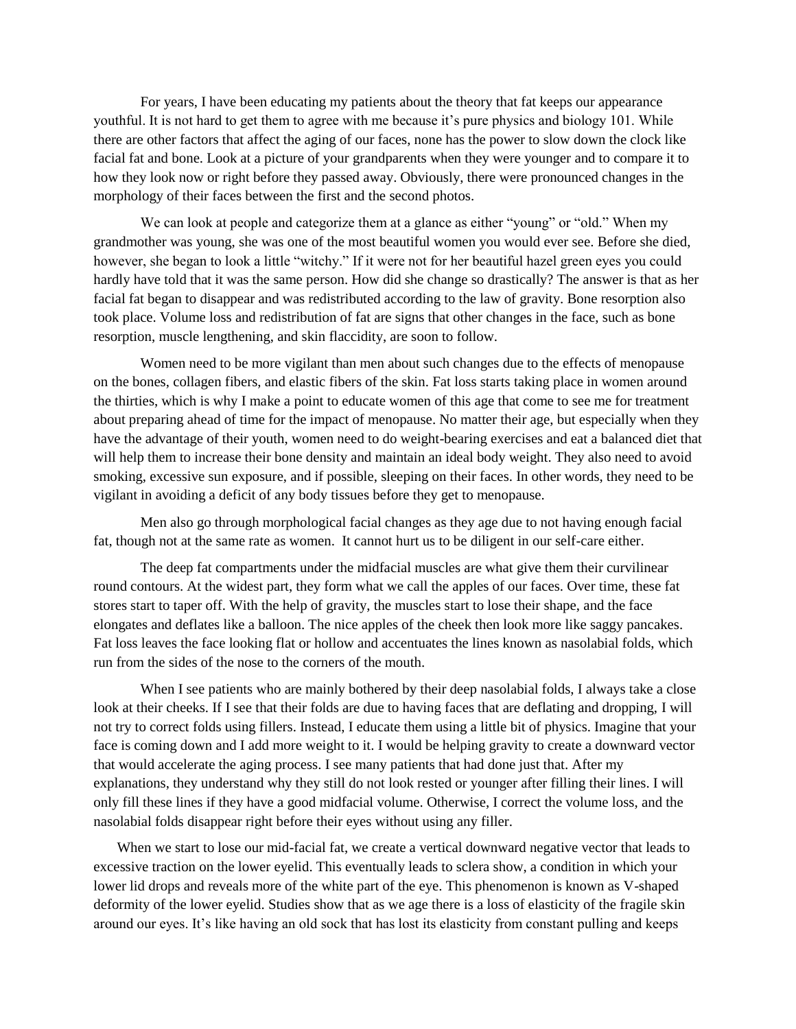For years, I have been educating my patients about the theory that fat keeps our appearance youthful. It is not hard to get them to agree with me because it's pure physics and biology 101. While there are other factors that affect the aging of our faces, none has the power to slow down the clock like facial fat and bone. Look at a picture of your grandparents when they were younger and to compare it to how they look now or right before they passed away. Obviously, there were pronounced changes in the morphology of their faces between the first and the second photos.

We can look at people and categorize them at a glance as either "young" or "old." When my grandmother was young, she was one of the most beautiful women you would ever see. Before she died, however, she began to look a little "witchy." If it were not for her beautiful hazel green eyes you could hardly have told that it was the same person. How did she change so drastically? The answer is that as her facial fat began to disappear and was redistributed according to the law of gravity. Bone resorption also took place. Volume loss and redistribution of fat are signs that other changes in the face, such as bone resorption, muscle lengthening, and skin flaccidity, are soon to follow.

Women need to be more vigilant than men about such changes due to the effects of menopause on the bones, collagen fibers, and elastic fibers of the skin. Fat loss starts taking place in women around the thirties, which is why I make a point to educate women of this age that come to see me for treatment about preparing ahead of time for the impact of menopause. No matter their age, but especially when they have the advantage of their youth, women need to do weight-bearing exercises and eat a balanced diet that will help them to increase their bone density and maintain an ideal body weight. They also need to avoid smoking, excessive sun exposure, and if possible, sleeping on their faces. In other words, they need to be vigilant in avoiding a deficit of any body tissues before they get to menopause.

Men also go through morphological facial changes as they age due to not having enough facial fat, though not at the same rate as women. It cannot hurt us to be diligent in our self-care either.

The deep fat compartments under the midfacial muscles are what give them their curvilinear round contours. At the widest part, they form what we call the apples of our faces. Over time, these fat stores start to taper off. With the help of gravity, the muscles start to lose their shape, and the face elongates and deflates like a balloon. The nice apples of the cheek then look more like saggy pancakes. Fat loss leaves the face looking flat or hollow and accentuates the lines known as nasolabial folds, which run from the sides of the nose to the corners of the mouth.

When I see patients who are mainly bothered by their deep nasolabial folds, I always take a close look at their cheeks. If I see that their folds are due to having faces that are deflating and dropping, I will not try to correct folds using fillers. Instead, I educate them using a little bit of physics. Imagine that your face is coming down and I add more weight to it. I would be helping gravity to create a downward vector that would accelerate the aging process. I see many patients that had done just that. After my explanations, they understand why they still do not look rested or younger after filling their lines. I will only fill these lines if they have a good midfacial volume. Otherwise, I correct the volume loss, and the nasolabial folds disappear right before their eyes without using any filler.

When we start to lose our mid-facial fat, we create a vertical downward negative vector that leads to excessive traction on the lower eyelid. This eventually leads to sclera show, a condition in which your lower lid drops and reveals more of the white part of the eye. This phenomenon is known as V-shaped deformity of the lower eyelid. Studies show that as we age there is a loss of elasticity of the fragile skin around our eyes. It's like having an old sock that has lost its elasticity from constant pulling and keeps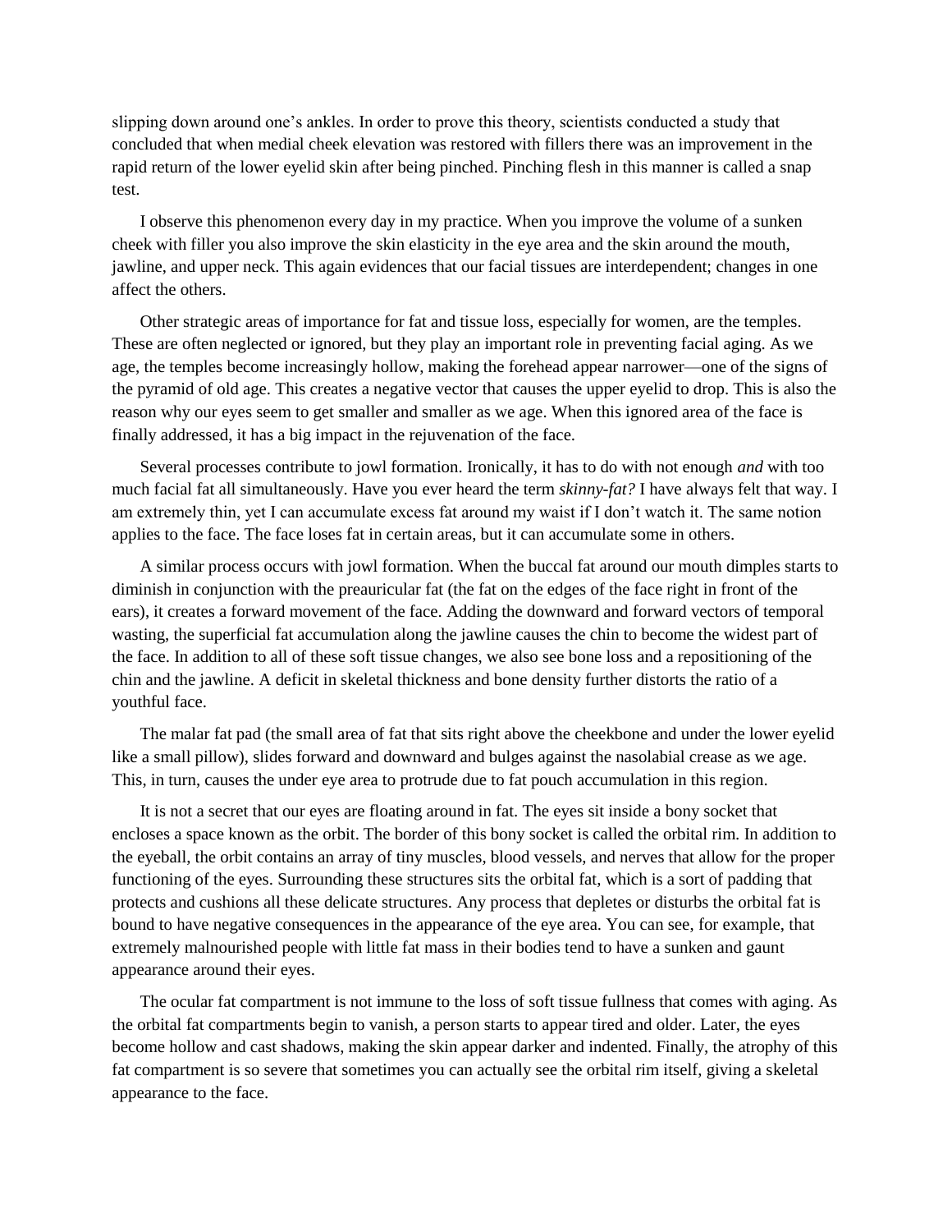slipping down around one's ankles. In order to prove this theory, scientists conducted a study that concluded that when medial cheek elevation was restored with fillers there was an improvement in the rapid return of the lower eyelid skin after being pinched. Pinching flesh in this manner is called a snap test.

I observe this phenomenon every day in my practice. When you improve the volume of a sunken cheek with filler you also improve the skin elasticity in the eye area and the skin around the mouth, jawline, and upper neck. This again evidences that our facial tissues are interdependent; changes in one affect the others.

Other strategic areas of importance for fat and tissue loss, especially for women, are the temples. These are often neglected or ignored, but they play an important role in preventing facial aging. As we age, the temples become increasingly hollow, making the forehead appear narrower—one of the signs of the pyramid of old age. This creates a negative vector that causes the upper eyelid to drop. This is also the reason why our eyes seem to get smaller and smaller as we age. When this ignored area of the face is finally addressed, it has a big impact in the rejuvenation of the face.

Several processes contribute to jowl formation. Ironically, it has to do with not enough *and* with too much facial fat all simultaneously. Have you ever heard the term *skinny-fat?* I have always felt that way. I am extremely thin, yet I can accumulate excess fat around my waist if I don't watch it. The same notion applies to the face. The face loses fat in certain areas, but it can accumulate some in others.

A similar process occurs with jowl formation. When the buccal fat around our mouth dimples starts to diminish in conjunction with the preauricular fat (the fat on the edges of the face right in front of the ears), it creates a forward movement of the face. Adding the downward and forward vectors of temporal wasting, the superficial fat accumulation along the jawline causes the chin to become the widest part of the face. In addition to all of these soft tissue changes, we also see bone loss and a repositioning of the chin and the jawline. A deficit in skeletal thickness and bone density further distorts the ratio of a youthful face.

The malar fat pad (the small area of fat that sits right above the cheekbone and under the lower eyelid like a small pillow), slides forward and downward and bulges against the nasolabial crease as we age. This, in turn, causes the under eye area to protrude due to fat pouch accumulation in this region.

It is not a secret that our eyes are floating around in fat. The eyes sit inside a bony socket that encloses a space known as the orbit. The border of this bony socket is called the orbital rim. In addition to the eyeball, the orbit contains an array of tiny muscles, blood vessels, and nerves that allow for the proper functioning of the eyes. Surrounding these structures sits the orbital fat, which is a sort of padding that protects and cushions all these delicate structures. Any process that depletes or disturbs the orbital fat is bound to have negative consequences in the appearance of the eye area. You can see, for example, that extremely malnourished people with little fat mass in their bodies tend to have a sunken and gaunt appearance around their eyes.

The ocular fat compartment is not immune to the loss of soft tissue fullness that comes with aging. As the orbital fat compartments begin to vanish, a person starts to appear tired and older. Later, the eyes become hollow and cast shadows, making the skin appear darker and indented. Finally, the atrophy of this fat compartment is so severe that sometimes you can actually see the orbital rim itself, giving a skeletal appearance to the face.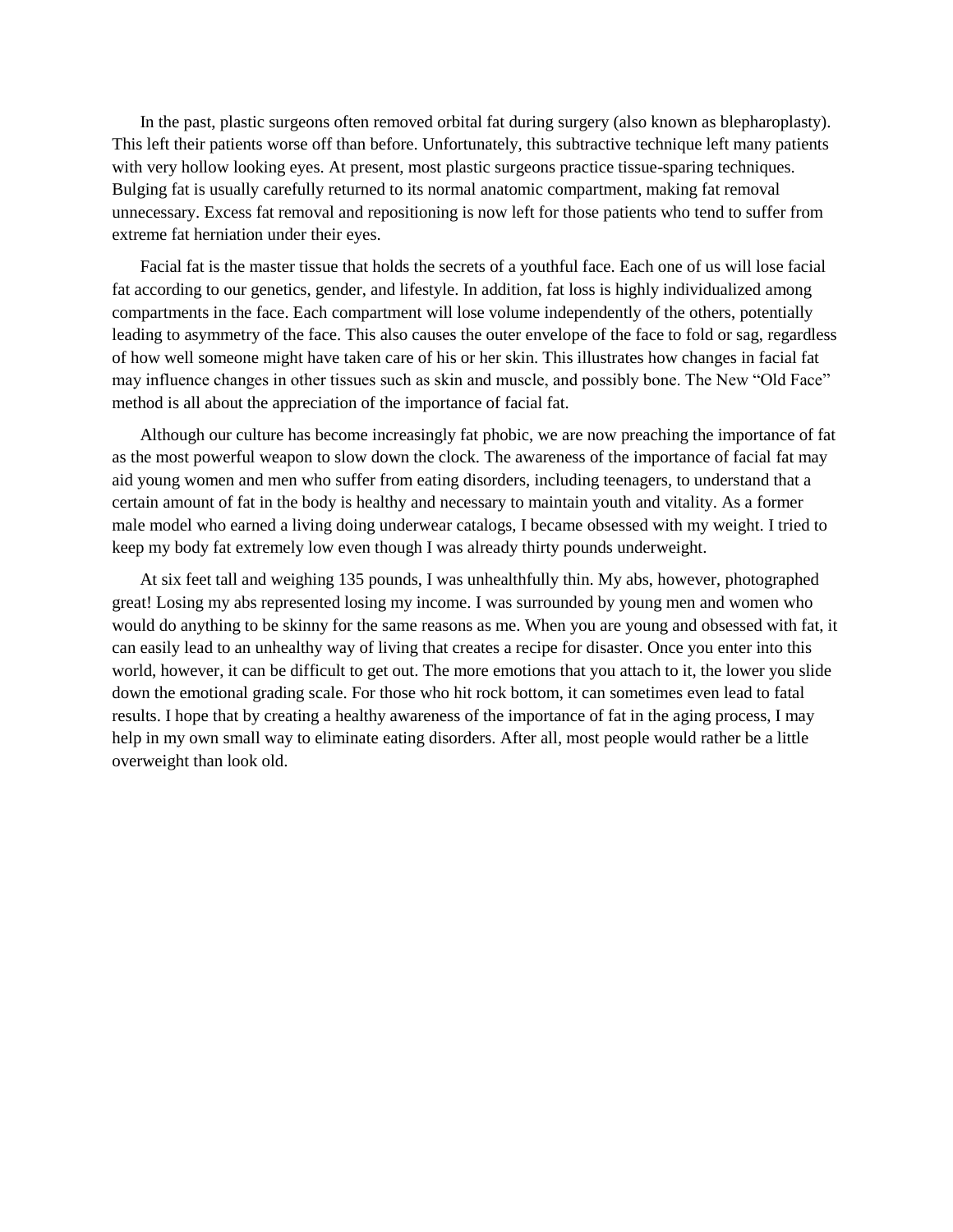In the past, plastic surgeons often removed orbital fat during surgery (also known as blepharoplasty). This left their patients worse off than before. Unfortunately, this subtractive technique left many patients with very hollow looking eyes. At present, most plastic surgeons practice tissue-sparing techniques. Bulging fat is usually carefully returned to its normal anatomic compartment, making fat removal unnecessary. Excess fat removal and repositioning is now left for those patients who tend to suffer from extreme fat herniation under their eyes.

Facial fat is the master tissue that holds the secrets of a youthful face. Each one of us will lose facial fat according to our genetics, gender, and lifestyle. In addition, fat loss is highly individualized among compartments in the face. Each compartment will lose volume independently of the others, potentially leading to asymmetry of the face. This also causes the outer envelope of the face to fold or sag, regardless of how well someone might have taken care of his or her skin. This illustrates how changes in facial fat may influence changes in other tissues such as skin and muscle, and possibly bone. The New "Old Face" method is all about the appreciation of the importance of facial fat.

Although our culture has become increasingly fat phobic, we are now preaching the importance of fat as the most powerful weapon to slow down the clock. The awareness of the importance of facial fat may aid young women and men who suffer from eating disorders, including teenagers, to understand that a certain amount of fat in the body is healthy and necessary to maintain youth and vitality. As a former male model who earned a living doing underwear catalogs, I became obsessed with my weight. I tried to keep my body fat extremely low even though I was already thirty pounds underweight.

At six feet tall and weighing 135 pounds, I was unhealthfully thin. My abs, however, photographed great! Losing my abs represented losing my income. I was surrounded by young men and women who would do anything to be skinny for the same reasons as me. When you are young and obsessed with fat, it can easily lead to an unhealthy way of living that creates a recipe for disaster. Once you enter into this world, however, it can be difficult to get out. The more emotions that you attach to it, the lower you slide down the emotional grading scale. For those who hit rock bottom, it can sometimes even lead to fatal results. I hope that by creating a healthy awareness of the importance of fat in the aging process, I may help in my own small way to eliminate eating disorders. After all, most people would rather be a little overweight than look old.